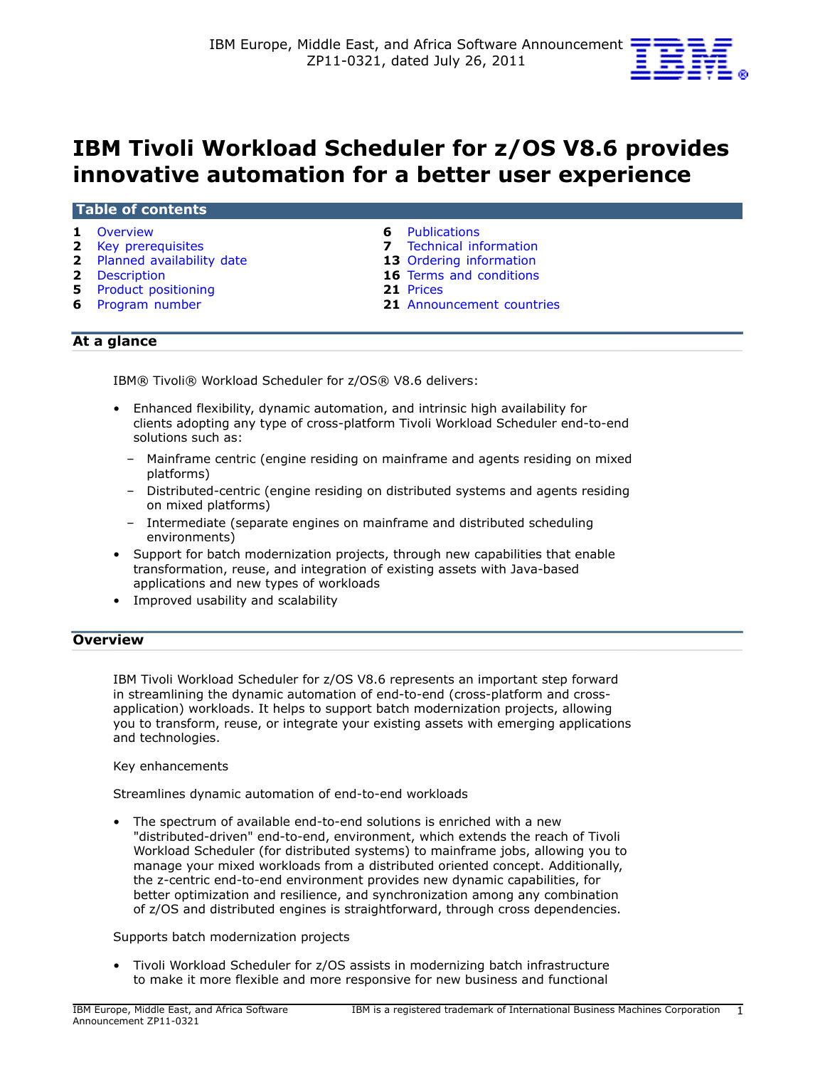IBM Europe, Middle East, and Africa Software Announcement ZP11-0321, dated July 26, 2011

# IBM Tivoli Workload Scheduler for z/OS V8.6 provides innovative automation for a better user experience

## Table of contents

| | | | |
|---|---|---|---|
| 1 | Overview | 6 | Publications |
| 2 | Key prerequisites | 7 | Technical information |
| 2 | Planned availability date | 13 | Ordering information |
| 2 | Description | 16 | Terms and conditions |
| 5 | Product positioning | 21 | Prices |
| 6 | Program number | 21 | Announcement countries |

## At a glance

IBM® Tivoli® Workload Scheduler for z/OS® V8.6 delivers:

- Enhanced flexibility, dynamic automation, and intrinsic high availability for clients adopting any type of cross-platform Tivoli Workload Scheduler end-to-end solutions such as:
  - Mainframe centric (engine residing on mainframe and agents residing on mixed platforms)
  - Distributed-centric (engine residing on distributed systems and agents residing on mixed platforms)
  - Intermediate (separate engines on mainframe and distributed scheduling environments)
- Support for batch modernization projects, through new capabilities that enable transformation, reuse, and integration of existing assets with Java-based applications and new types of workloads
- Improved usability and scalability

## Overview

IBM Tivoli Workload Scheduler for z/OS V8.6 represents an important step forward in streamlining the dynamic automation of end-to-end (cross-platform and cross-application) workloads. It helps to support batch modernization projects, allowing you to transform, reuse, or integrate your existing assets with emerging applications and technologies.

Key enhancements

Streamlines dynamic automation of end-to-end workloads

- The spectrum of available end-to-end solutions is enriched with a new "distributed-driven" end-to-end, environment, which extends the reach of Tivoli Workload Scheduler (for distributed systems) to mainframe jobs, allowing you to manage your mixed workloads from a distributed oriented concept. Additionally, the z-centric end-to-end environment provides new dynamic capabilities, for better optimization and resilience, and synchronization among any combination of z/OS and distributed engines is straightforward, through cross dependencies.

Supports batch modernization projects

- Tivoli Workload Scheduler for z/OS assists in modernizing batch infrastructure to make it more flexible and more responsive for new business and functional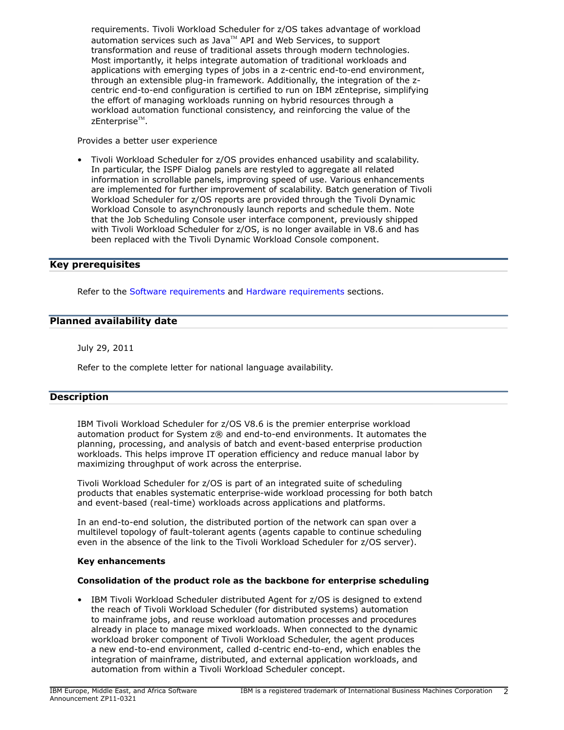requirements. Tivoli Workload Scheduler for z/OS takes advantage of workload automation services such as Java™ API and Web Services, to support transformation and reuse of traditional assets through modern technologies. Most importantly, it helps integrate automation of traditional workloads and applications with emerging types of jobs in a z-centric end-to-end environment, through an extensible plug-in framework. Additionally, the integration of the z-centric end-to-end configuration is certified to run on IBM zEnteprise, simplifying the effort of managing workloads running on hybrid resources through a workload automation functional consistency, and reinforcing the value of the zEnterprise™.

Provides a better user experience

- Tivoli Workload Scheduler for z/OS provides enhanced usability and scalability. In particular, the ISPF Dialog panels are restyled to aggregate all related information in scrollable panels, improving speed of use. Various enhancements are implemented for further improvement of scalability. Batch generation of Tivoli Workload Scheduler for z/OS reports are provided through the Tivoli Dynamic Workload Console to asynchronously launch reports and schedule them. Note that the Job Scheduling Console user interface component, previously shipped with Tivoli Workload Scheduler for z/OS, is no longer available in V8.6 and has been replaced with the Tivoli Dynamic Workload Console component.

## Key prerequisites

Refer to the Software requirements and Hardware requirements sections.

## Planned availability date

July 29, 2011

Refer to the complete letter for national language availability.

## Description

IBM Tivoli Workload Scheduler for z/OS V8.6 is the premier enterprise workload automation product for System z® and end-to-end environments. It automates the planning, processing, and analysis of batch and event-based enterprise production workloads. This helps improve IT operation efficiency and reduce manual labor by maximizing throughput of work across the enterprise.

Tivoli Workload Scheduler for z/OS is part of an integrated suite of scheduling products that enables systematic enterprise-wide workload processing for both batch and event-based (real-time) workloads across applications and platforms.

In an end-to-end solution, the distributed portion of the network can span over a multilevel topology of fault-tolerant agents (agents capable to continue scheduling even in the absence of the link to the Tivoli Workload Scheduler for z/OS server).

**Key enhancements**

**Consolidation of the product role as the backbone for enterprise scheduling**

- IBM Tivoli Workload Scheduler distributed Agent for z/OS is designed to extend the reach of Tivoli Workload Scheduler (for distributed systems) automation to mainframe jobs, and reuse workload automation processes and procedures already in place to manage mixed workloads. When connected to the dynamic workload broker component of Tivoli Workload Scheduler, the agent produces a new end-to-end environment, called d-centric end-to-end, which enables the integration of mainframe, distributed, and external application workloads, and automation from within a Tivoli Workload Scheduler concept.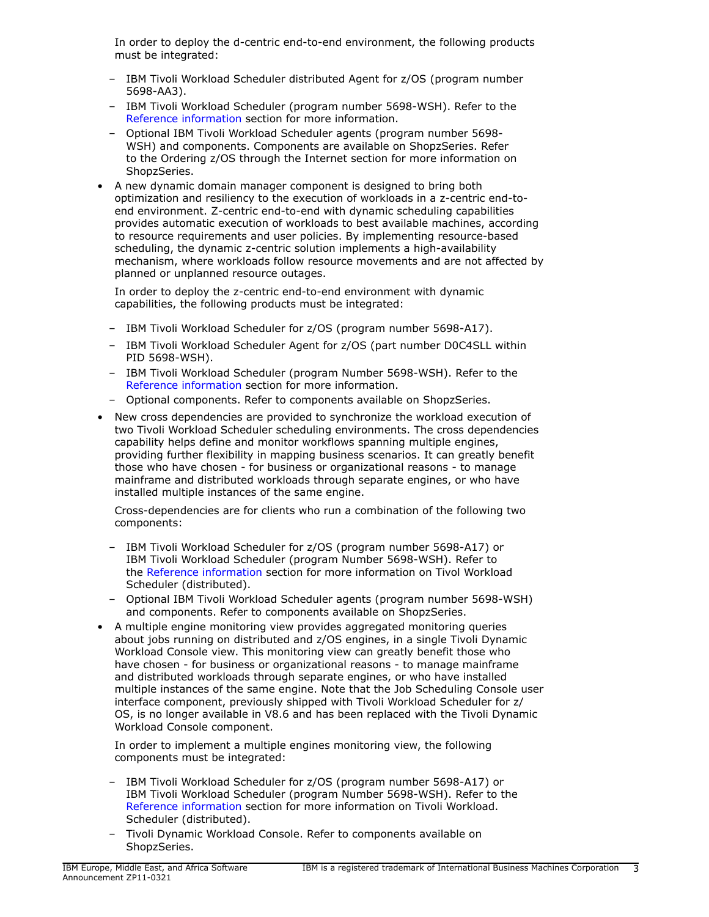In order to deploy the d-centric end-to-end environment, the following products must be integrated:

- – IBM Tivoli Workload Scheduler distributed Agent for z/OS (program number 5698-AA3).
- – IBM Tivoli Workload Scheduler (program number 5698-WSH). Refer to the Reference information section for more information.
- – Optional IBM Tivoli Workload Scheduler agents (program number 5698-WSH) and components. Components are available on ShopzSeries. Refer to the Ordering z/OS through the Internet section for more information on ShopzSeries.

- A new dynamic domain manager component is designed to bring both optimization and resiliency to the execution of workloads in a z-centric end-to-end environment. Z-centric end-to-end with dynamic scheduling capabilities provides automatic execution of workloads to best available machines, according to resource requirements and user policies. By implementing resource-based scheduling, the dynamic z-centric solution implements a high-availability mechanism, where workloads follow resource movements and are not affected by planned or unplanned resource outages.

  In order to deploy the z-centric end-to-end environment with dynamic capabilities, the following products must be integrated:

  - – IBM Tivoli Workload Scheduler for z/OS (program number 5698-A17).
  - – IBM Tivoli Workload Scheduler Agent for z/OS (part number D0C4SLL within PID 5698-WSH).
  - – IBM Tivoli Workload Scheduler (program Number 5698-WSH). Refer to the Reference information section for more information.
  - – Optional components. Refer to components available on ShopzSeries.

- New cross dependencies are provided to synchronize the workload execution of two Tivoli Workload Scheduler scheduling environments. The cross dependencies capability helps define and monitor workflows spanning multiple engines, providing further flexibility in mapping business scenarios. It can greatly benefit those who have chosen - for business or organizational reasons - to manage mainframe and distributed workloads through separate engines, or who have installed multiple instances of the same engine.

  Cross-dependencies are for clients who run a combination of the following two components:

  - – IBM Tivoli Workload Scheduler for z/OS (program number 5698-A17) or IBM Tivoli Workload Scheduler (program Number 5698-WSH). Refer to the Reference information section for more information on Tivol Workload Scheduler (distributed).
  - – Optional IBM Tivoli Workload Scheduler agents (program number 5698-WSH) and components. Refer to components available on ShopzSeries.

- A multiple engine monitoring view provides aggregated monitoring queries about jobs running on distributed and z/OS engines, in a single Tivoli Dynamic Workload Console view. This monitoring view can greatly benefit those who have chosen - for business or organizational reasons - to manage mainframe and distributed workloads through separate engines, or who have installed multiple instances of the same engine. Note that the Job Scheduling Console user interface component, previously shipped with Tivoli Workload Scheduler for z/OS, is no longer available in V8.6 and has been replaced with the Tivoli Dynamic Workload Console component.

  In order to implement a multiple engines monitoring view, the following components must be integrated:

  - – IBM Tivoli Workload Scheduler for z/OS (program number 5698-A17) or IBM Tivoli Workload Scheduler (program Number 5698-WSH). Refer to the Reference information section for more information on Tivoli Workload. Scheduler (distributed).
  - – Tivoli Dynamic Workload Console. Refer to components available on ShopzSeries.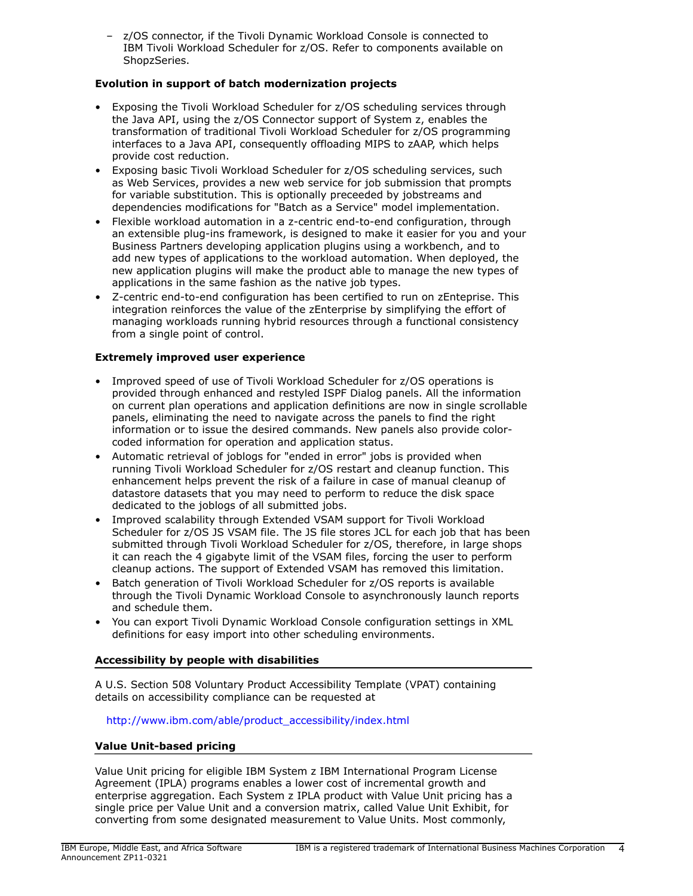- z/OS connector, if the Tivoli Dynamic Workload Console is connected to IBM Tivoli Workload Scheduler for z/OS. Refer to components available on ShopzSeries.

**Evolution in support of batch modernization projects**

- Exposing the Tivoli Workload Scheduler for z/OS scheduling services through the Java API, using the z/OS Connector support of System z, enables the transformation of traditional Tivoli Workload Scheduler for z/OS programming interfaces to a Java API, consequently offloading MIPS to zAAP, which helps provide cost reduction.
- Exposing basic Tivoli Workload Scheduler for z/OS scheduling services, such as Web Services, provides a new web service for job submission that prompts for variable substitution. This is optionally preceeded by jobstreams and dependencies modifications for "Batch as a Service" model implementation.
- Flexible workload automation in a z-centric end-to-end configuration, through an extensible plug-ins framework, is designed to make it easier for you and your Business Partners developing application plugins using a workbench, and to add new types of applications to the workload automation. When deployed, the new application plugins will make the product able to manage the new types of applications in the same fashion as the native job types.
- Z-centric end-to-end configuration has been certified to run on zEnteprise. This integration reinforces the value of the zEnterprise by simplifying the effort of managing workloads running hybrid resources through a functional consistency from a single point of control.

**Extremely improved user experience**

- Improved speed of use of Tivoli Workload Scheduler for z/OS operations is provided through enhanced and restyled ISPF Dialog panels. All the information on current plan operations and application definitions are now in single scrollable panels, eliminating the need to navigate across the panels to find the right information or to issue the desired commands. New panels also provide color-coded information for operation and application status.
- Automatic retrieval of joblogs for "ended in error" jobs is provided when running Tivoli Workload Scheduler for z/OS restart and cleanup function. This enhancement helps prevent the risk of a failure in case of manual cleanup of datastore datasets that you may need to perform to reduce the disk space dedicated to the joblogs of all submitted jobs.
- Improved scalability through Extended VSAM support for Tivoli Workload Scheduler for z/OS JS VSAM file. The JS file stores JCL for each job that has been submitted through Tivoli Workload Scheduler for z/OS, therefore, in large shops it can reach the 4 gigabyte limit of the VSAM files, forcing the user to perform cleanup actions. The support of Extended VSAM has removed this limitation.
- Batch generation of Tivoli Workload Scheduler for z/OS reports is available through the Tivoli Dynamic Workload Console to asynchronously launch reports and schedule them.
- You can export Tivoli Dynamic Workload Console configuration settings in XML definitions for easy import into other scheduling environments.

## Accessibility by people with disabilities

A U.S. Section 508 Voluntary Product Accessibility Template (VPAT) containing details on accessibility compliance can be requested at

http://www.ibm.com/able/product_accessibility/index.html

## Value Unit-based pricing

Value Unit pricing for eligible IBM System z IBM International Program License Agreement (IPLA) programs enables a lower cost of incremental growth and enterprise aggregation. Each System z IPLA product with Value Unit pricing has a single price per Value Unit and a conversion matrix, called Value Unit Exhibit, for converting from some designated measurement to Value Units. Most commonly,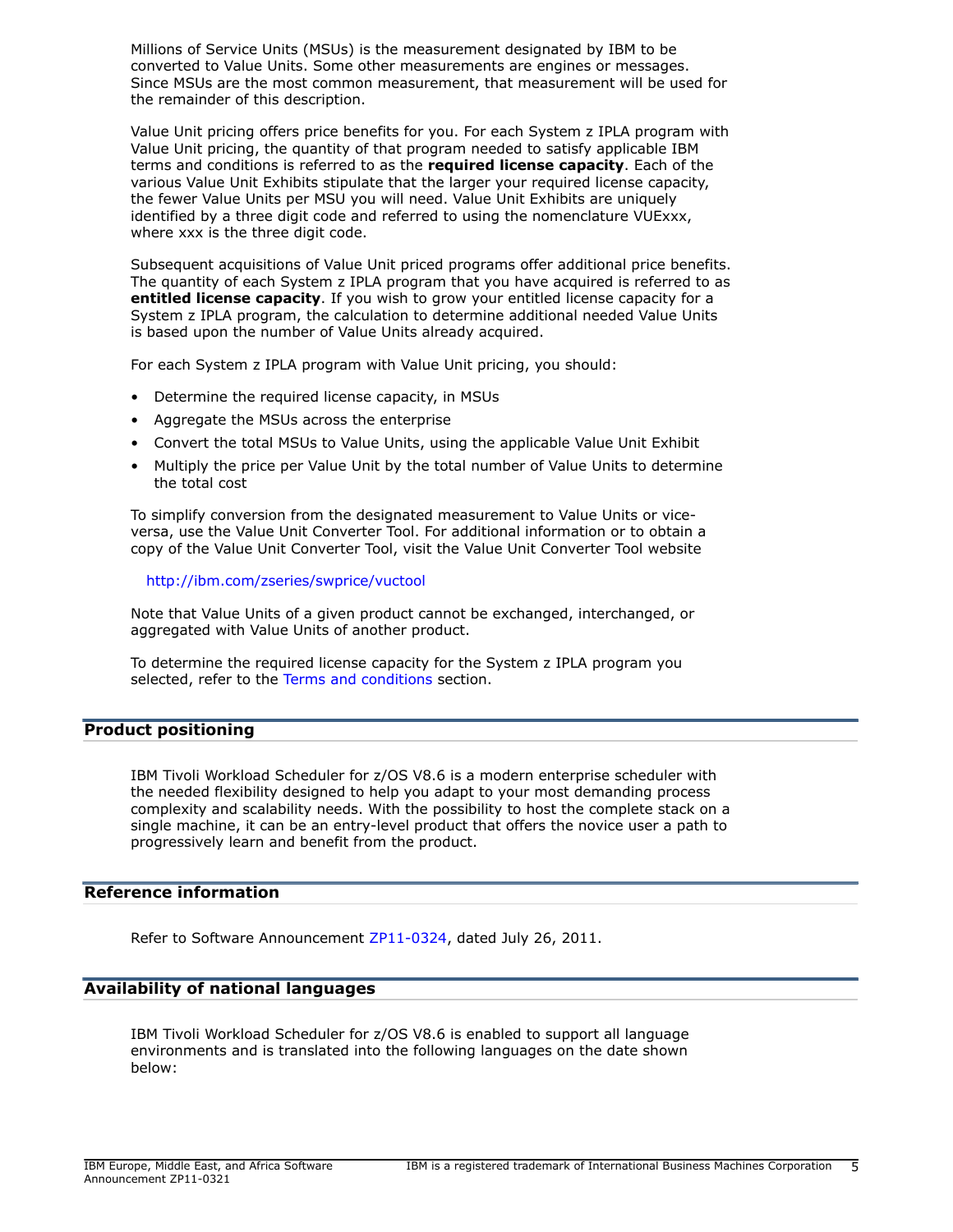Millions of Service Units (MSUs) is the measurement designated by IBM to be converted to Value Units. Some other measurements are engines or messages. Since MSUs are the most common measurement, that measurement will be used for the remainder of this description.

Value Unit pricing offers price benefits for you. For each System z IPLA program with Value Unit pricing, the quantity of that program needed to satisfy applicable IBM terms and conditions is referred to as the **required license capacity**. Each of the various Value Unit Exhibits stipulate that the larger your required license capacity, the fewer Value Units per MSU you will need. Value Unit Exhibits are uniquely identified by a three digit code and referred to using the nomenclature VUExxx, where xxx is the three digit code.

Subsequent acquisitions of Value Unit priced programs offer additional price benefits. The quantity of each System z IPLA program that you have acquired is referred to as **entitled license capacity**. If you wish to grow your entitled license capacity for a System z IPLA program, the calculation to determine additional needed Value Units is based upon the number of Value Units already acquired.

For each System z IPLA program with Value Unit pricing, you should:

- Determine the required license capacity, in MSUs
- Aggregate the MSUs across the enterprise
- Convert the total MSUs to Value Units, using the applicable Value Unit Exhibit
- Multiply the price per Value Unit by the total number of Value Units to determine the total cost

To simplify conversion from the designated measurement to Value Units or vice-versa, use the Value Unit Converter Tool. For additional information or to obtain a copy of the Value Unit Converter Tool, visit the Value Unit Converter Tool website

http://ibm.com/zseries/swprice/vuctool

Note that Value Units of a given product cannot be exchanged, interchanged, or aggregated with Value Units of another product.

To determine the required license capacity for the System z IPLA program you selected, refer to the Terms and conditions section.

## Product positioning

IBM Tivoli Workload Scheduler for z/OS V8.6 is a modern enterprise scheduler with the needed flexibility designed to help you adapt to your most demanding process complexity and scalability needs. With the possibility to host the complete stack on a single machine, it can be an entry-level product that offers the novice user a path to progressively learn and benefit from the product.

## Reference information

Refer to Software Announcement ZP11-0324, dated July 26, 2011.

## Availability of national languages

IBM Tivoli Workload Scheduler for z/OS V8.6 is enabled to support all language environments and is translated into the following languages on the date shown below: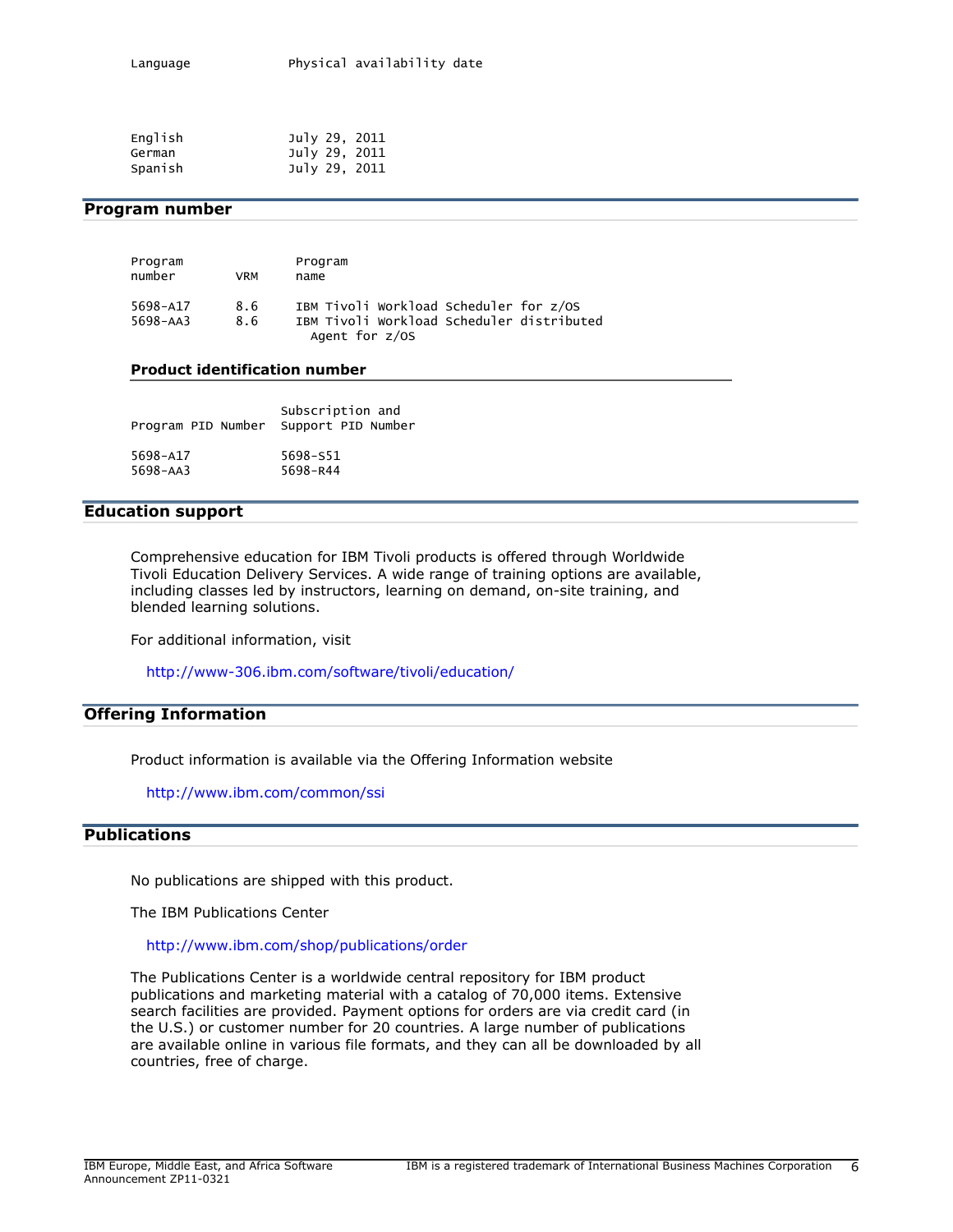| Language | Physical availability date |
|---|---|
| English | July 29, 2011 |
| German | July 29, 2011 |
| Spanish | July 29, 2011 |

## Program number

| Program number | VRM | Program name |
|---|---|---|
| 5698-A17 | 8.6 | IBM Tivoli Workload Scheduler for z/OS |
| 5698-AA3 | 8.6 | IBM Tivoli Workload Scheduler distributed Agent for z/OS |

### Product identification number

| Program PID Number | Subscription and Support PID Number |
|---|---|
| 5698-A17 | 5698-S51 |
| 5698-AA3 | 5698-R44 |

## Education support

Comprehensive education for IBM Tivoli products is offered through Worldwide Tivoli Education Delivery Services. A wide range of training options are available, including classes led by instructors, learning on demand, on-site training, and blended learning solutions.

For additional information, visit

http://www-306.ibm.com/software/tivoli/education/

## Offering Information

Product information is available via the Offering Information website

http://www.ibm.com/common/ssi

## Publications

No publications are shipped with this product.

The IBM Publications Center

http://www.ibm.com/shop/publications/order

The Publications Center is a worldwide central repository for IBM product publications and marketing material with a catalog of 70,000 items. Extensive search facilities are provided. Payment options for orders are via credit card (in the U.S.) or customer number for 20 countries. A large number of publications are available online in various file formats, and they can all be downloaded by all countries, free of charge.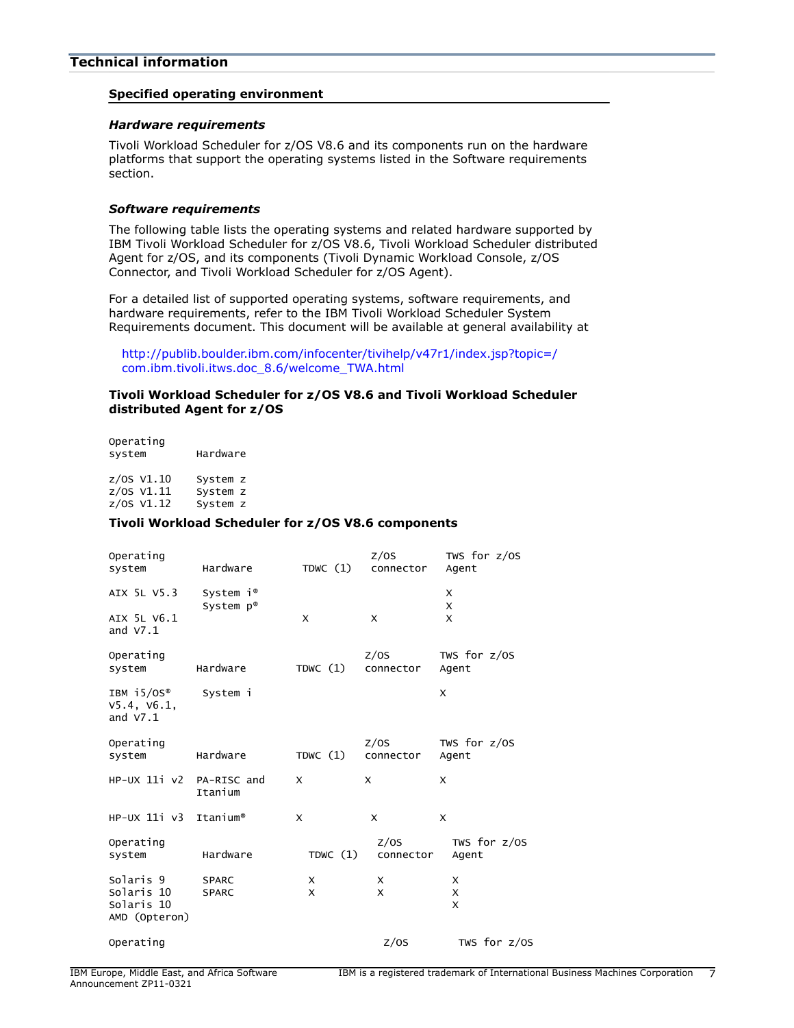## Technical information

### Specified operating environment

#### *Hardware requirements*

Tivoli Workload Scheduler for z/OS V8.6 and its components run on the hardware platforms that support the operating systems listed in the Software requirements section.

#### *Software requirements*

The following table lists the operating systems and related hardware supported by IBM Tivoli Workload Scheduler for z/OS V8.6, Tivoli Workload Scheduler distributed Agent for z/OS, and its components (Tivoli Dynamic Workload Console, z/OS Connector, and Tivoli Workload Scheduler for z/OS Agent).

For a detailed list of supported operating systems, software requirements, and hardware requirements, refer to the IBM Tivoli Workload Scheduler System Requirements document. This document will be available at general availability at

http://publib.boulder.ibm.com/infocenter/tivihelp/v47r1/index.jsp?topic=/com.ibm.tivoli.itws.doc_8.6/welcome_TWA.html

**Tivoli Workload Scheduler for z/OS V8.6 and Tivoli Workload Scheduler distributed Agent for z/OS**

| Operating system | Hardware |
|---|---|
| z/OS V1.10 | System z |
| z/OS V1.11 | System z |
| z/OS V1.12 | System z |

**Tivoli Workload Scheduler for z/OS V8.6 components**

| Operating system | Hardware | TDWC (1) | Z/OS connector | TWS for z/OS Agent |
|---|---|---|---|---|
| AIX 5L V5.3 | System i® | | | X |
| | System p® | | | X |
| AIX 5L V6.1 and V7.1 | | X | X | X |

| Operating system | Hardware | TDWC (1) | Z/OS connector | TWS for z/OS Agent |
|---|---|---|---|---|
| IBM i5/OS® V5.4, V6.1, and V7.1 | System i | | | X |

| Operating system | Hardware | TDWC (1) | Z/OS connector | TWS for z/OS Agent |
|---|---|---|---|---|
| HP-UX 11i v2 | PA-RISC and Itanium | X | X | X |
| HP-UX 11i v3 | Itanium® | X | X | X |

| Operating system | Hardware | TDWC (1) | Z/OS connector | TWS for z/OS Agent |
|---|---|---|---|---|
| Solaris 9 | SPARC | X | X | X |
| Solaris 10 | SPARC | X | X | X |
| Solaris 10 AMD (Opteron) | | | | X |

Operating Z/OS TWS for z/OS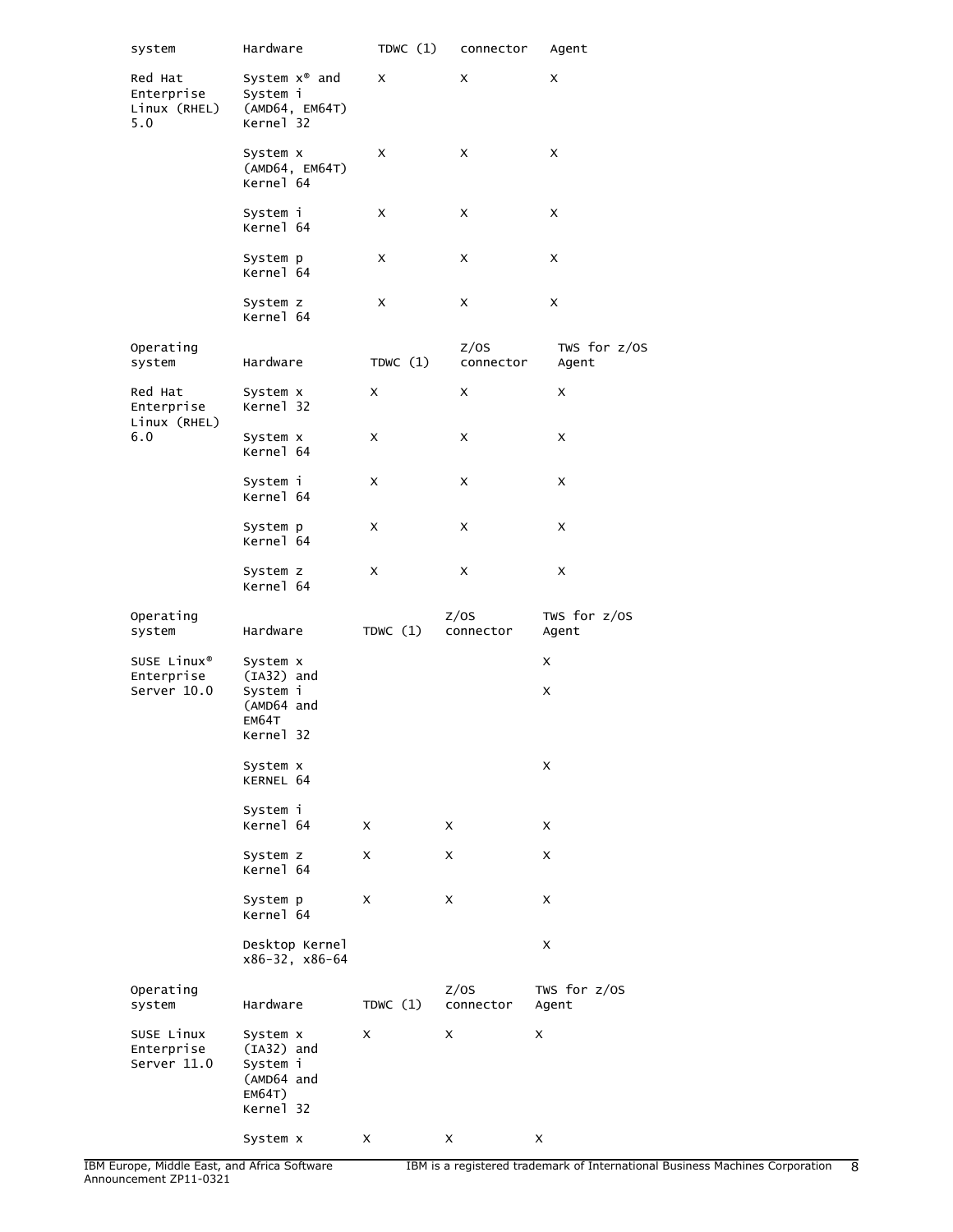| system | Hardware | TDWC (1) | connector | Agent |
|---|---|---|---|---|
| Red Hat Enterprise Linux (RHEL) 5.0 | System x® and System i (AMD64, EM64T) Kernel 32 | X | X | X |
| | System x (AMD64, EM64T) Kernel 64 | X | X | X |
| | System i Kernel 64 | X | X | X |
| | System p Kernel 64 | X | X | X |
| | System z Kernel 64 | X | X | X |

| Operating system | Hardware | TDWC (1) | Z/OS connector | TWS for z/OS Agent |
|---|---|---|---|---|
| Red Hat Enterprise Linux (RHEL) 6.0 | System x Kernel 32 | X | X | X |
| | System x Kernel 64 | X | X | X |
| | System i Kernel 64 | X | X | X |
| | System p Kernel 64 | X | X | X |
| | System z Kernel 64 | X | X | X |

| Operating system | Hardware | TDWC (1) | Z/OS connector | TWS for z/OS Agent |
|---|---|---|---|---|
| SUSE Linux® Enterprise Server 10.0 | System x (IA32) and System i (AMD64 and EM64T Kernel 32 | | | X<br>X |
| | System x KERNEL 64 | | | X |
| | System i Kernel 64 | X | X | X |
| | System z Kernel 64 | X | X | X |
| | System p Kernel 64 | X | X | X |
| | Desktop Kernel x86-32, x86-64 | | | X |

| Operating system | Hardware | TDWC (1) | Z/OS connector | TWS for z/OS Agent |
|---|---|---|---|---|
| SUSE Linux Enterprise Server 11.0 | System x (IA32) and System i (AMD64 and EM64T) Kernel 32 | X | X | X |
| | System x | X | X | X |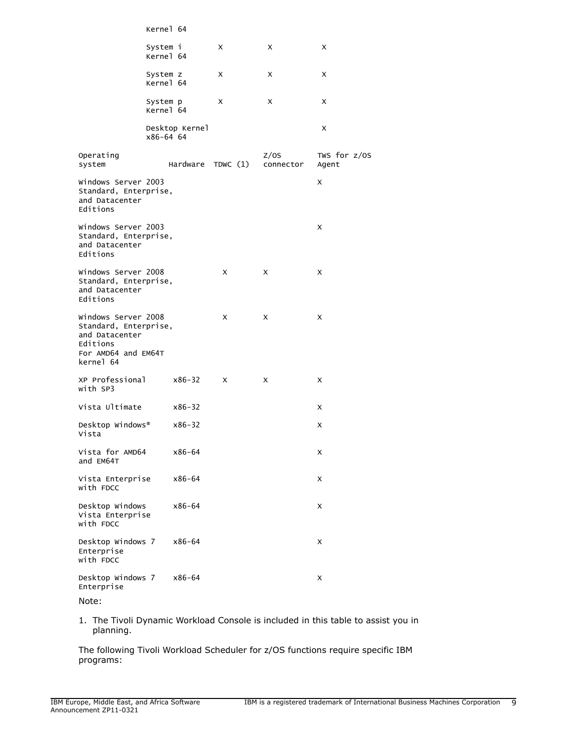| | | | | |
|---|---|---|---|---|
| | Kernel 64 | | | |
| | System i Kernel 64 | X | X | X |
| | System z Kernel 64 | X | X | X |
| | System p Kernel 64 | X | X | X |
| | Desktop Kernel x86-64 64 | | | X |

| Operating system | Hardware | TDWC (1) | Z/OS connector | TWS for z/OS Agent |
|---|---|---|---|---|
| Windows Server 2003 Standard, Enterprise, and Datacenter Editions | | | | X |
| Windows Server 2003 Standard, Enterprise, and Datacenter Editions | | | | X |
| Windows Server 2008 Standard, Enterprise, and Datacenter Editions | | X | X | X |
| Windows Server 2008 Standard, Enterprise, and Datacenter Editions For AMD64 and EM64T kernel 64 | | X | X | X |
| XP Professional with SP3 | x86-32 | X | X | X |
| Vista Ultimate | x86-32 | | | X |
| Desktop Windows® Vista | x86-32 | | | X |
| Vista for AMD64 and EM64T | x86-64 | | | X |
| Vista Enterprise with FDCC | x86-64 | | | X |
| Desktop Windows Vista Enterprise with FDCC | x86-64 | | | X |
| Desktop Windows 7 Enterprise with FDCC | x86-64 | | | X |
| Desktop Windows 7 Enterprise | x86-64 | | | X |

Note:

1. The Tivoli Dynamic Workload Console is included in this table to assist you in planning.

The following Tivoli Workload Scheduler for z/OS functions require specific IBM programs: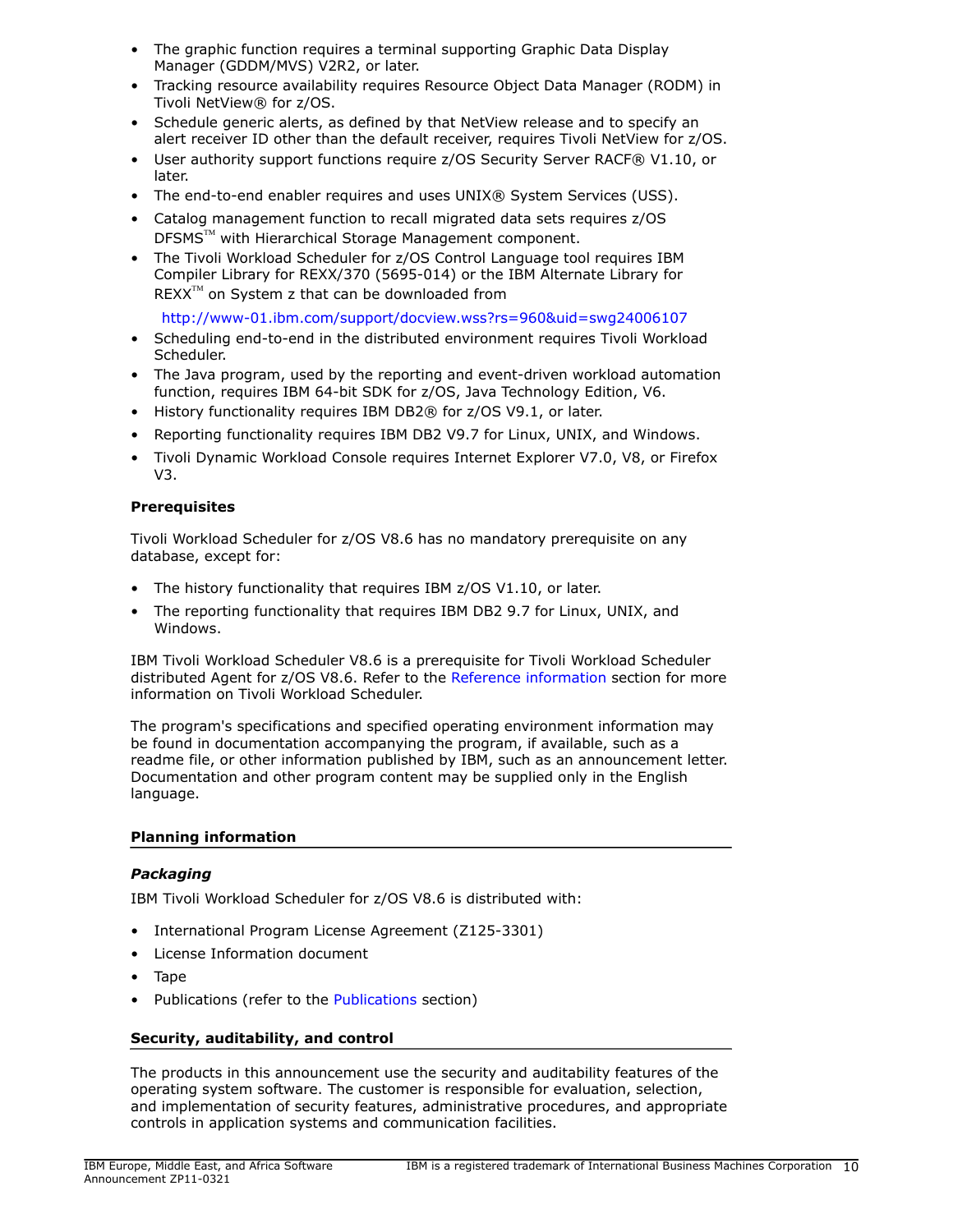- The graphic function requires a terminal supporting Graphic Data Display Manager (GDDM/MVS) V2R2, or later.
- Tracking resource availability requires Resource Object Data Manager (RODM) in Tivoli NetView® for z/OS.
- Schedule generic alerts, as defined by that NetView release and to specify an alert receiver ID other than the default receiver, requires Tivoli NetView for z/OS.
- User authority support functions require z/OS Security Server RACF® V1.10, or later.
- The end-to-end enabler requires and uses UNIX® System Services (USS).
- Catalog management function to recall migrated data sets requires z/OS DFSMS™ with Hierarchical Storage Management component.
- The Tivoli Workload Scheduler for z/OS Control Language tool requires IBM Compiler Library for REXX/370 (5695-014) or the IBM Alternate Library for REXX™ on System z that can be downloaded from

  http://www-01.ibm.com/support/docview.wss?rs=960&uid=swg24006107
- Scheduling end-to-end in the distributed environment requires Tivoli Workload Scheduler.
- The Java program, used by the reporting and event-driven workload automation function, requires IBM 64-bit SDK for z/OS, Java Technology Edition, V6.
- History functionality requires IBM DB2® for z/OS V9.1, or later.
- Reporting functionality requires IBM DB2 V9.7 for Linux, UNIX, and Windows.
- Tivoli Dynamic Workload Console requires Internet Explorer V7.0, V8, or Firefox V3.

**Prerequisites**

Tivoli Workload Scheduler for z/OS V8.6 has no mandatory prerequisite on any database, except for:

- The history functionality that requires IBM z/OS V1.10, or later.
- The reporting functionality that requires IBM DB2 9.7 for Linux, UNIX, and Windows.

IBM Tivoli Workload Scheduler V8.6 is a prerequisite for Tivoli Workload Scheduler distributed Agent for z/OS V8.6. Refer to the Reference information section for more information on Tivoli Workload Scheduler.

The program's specifications and specified operating environment information may be found in documentation accompanying the program, if available, such as a readme file, or other information published by IBM, such as an announcement letter. Documentation and other program content may be supplied only in the English language.

## Planning information

### *Packaging*

IBM Tivoli Workload Scheduler for z/OS V8.6 is distributed with:

- International Program License Agreement (Z125-3301)
- License Information document
- Tape
- Publications (refer to the Publications section)

## Security, auditability, and control

The products in this announcement use the security and auditability features of the operating system software. The customer is responsible for evaluation, selection, and implementation of security features, administrative procedures, and appropriate controls in application systems and communication facilities.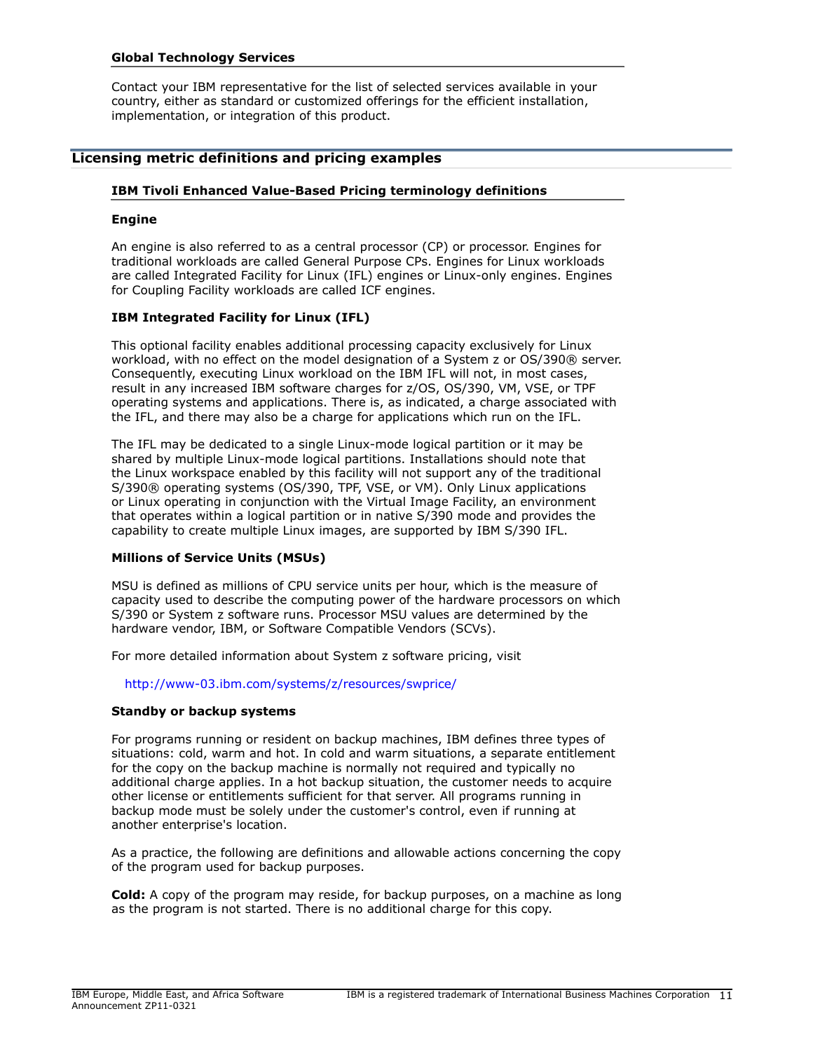### Global Technology Services

Contact your IBM representative for the list of selected services available in your country, either as standard or customized offerings for the efficient installation, implementation, or integration of this product.

## Licensing metric definitions and pricing examples

### IBM Tivoli Enhanced Value-Based Pricing terminology definitions

#### Engine

An engine is also referred to as a central processor (CP) or processor. Engines for traditional workloads are called General Purpose CPs. Engines for Linux workloads are called Integrated Facility for Linux (IFL) engines or Linux-only engines. Engines for Coupling Facility workloads are called ICF engines.

#### IBM Integrated Facility for Linux (IFL)

This optional facility enables additional processing capacity exclusively for Linux workload, with no effect on the model designation of a System z or OS/390® server. Consequently, executing Linux workload on the IBM IFL will not, in most cases, result in any increased IBM software charges for z/OS, OS/390, VM, VSE, or TPF operating systems and applications. There is, as indicated, a charge associated with the IFL, and there may also be a charge for applications which run on the IFL.

The IFL may be dedicated to a single Linux-mode logical partition or it may be shared by multiple Linux-mode logical partitions. Installations should note that the Linux workspace enabled by this facility will not support any of the traditional S/390® operating systems (OS/390, TPF, VSE, or VM). Only Linux applications or Linux operating in conjunction with the Virtual Image Facility, an environment that operates within a logical partition or in native S/390 mode and provides the capability to create multiple Linux images, are supported by IBM S/390 IFL.

#### Millions of Service Units (MSUs)

MSU is defined as millions of CPU service units per hour, which is the measure of capacity used to describe the computing power of the hardware processors on which S/390 or System z software runs. Processor MSU values are determined by the hardware vendor, IBM, or Software Compatible Vendors (SCVs).

For more detailed information about System z software pricing, visit

http://www-03.ibm.com/systems/z/resources/swprice/

#### Standby or backup systems

For programs running or resident on backup machines, IBM defines three types of situations: cold, warm and hot. In cold and warm situations, a separate entitlement for the copy on the backup machine is normally not required and typically no additional charge applies. In a hot backup situation, the customer needs to acquire other license or entitlements sufficient for that server. All programs running in backup mode must be solely under the customer's control, even if running at another enterprise's location.

As a practice, the following are definitions and allowable actions concerning the copy of the program used for backup purposes.

**Cold:** A copy of the program may reside, for backup purposes, on a machine as long as the program is not started. There is no additional charge for this copy.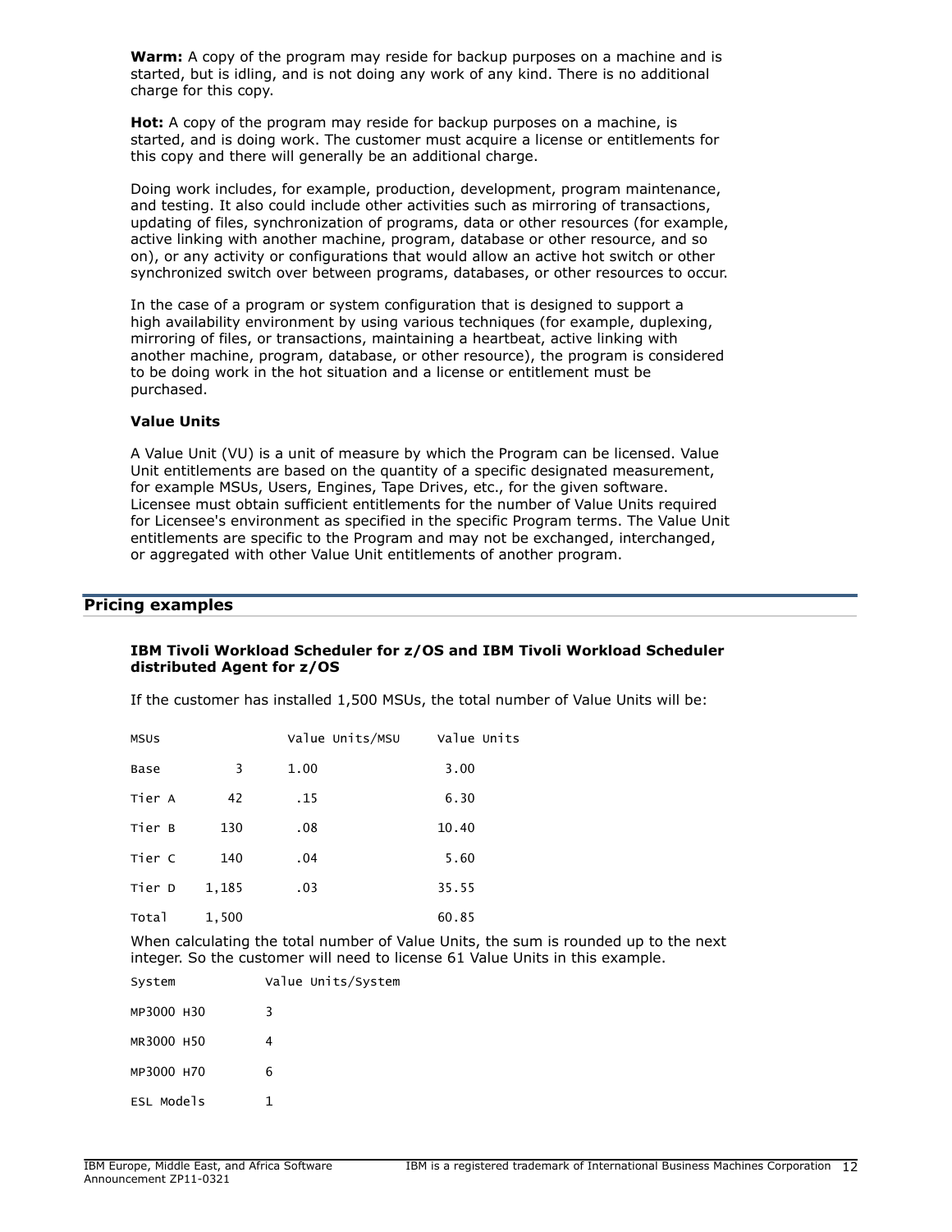**Warm:** A copy of the program may reside for backup purposes on a machine and is started, but is idling, and is not doing any work of any kind. There is no additional charge for this copy.

**Hot:** A copy of the program may reside for backup purposes on a machine, is started, and is doing work. The customer must acquire a license or entitlements for this copy and there will generally be an additional charge.

Doing work includes, for example, production, development, program maintenance, and testing. It also could include other activities such as mirroring of transactions, updating of files, synchronization of programs, data or other resources (for example, active linking with another machine, program, database or other resource, and so on), or any activity or configurations that would allow an active hot switch or other synchronized switch over between programs, databases, or other resources to occur.

In the case of a program or system configuration that is designed to support a high availability environment by using various techniques (for example, duplexing, mirroring of files, or transactions, maintaining a heartbeat, active linking with another machine, program, database, or other resource), the program is considered to be doing work in the hot situation and a license or entitlement must be purchased.

**Value Units**

A Value Unit (VU) is a unit of measure by which the Program can be licensed. Value Unit entitlements are based on the quantity of a specific designated measurement, for example MSUs, Users, Engines, Tape Drives, etc., for the given software. Licensee must obtain sufficient entitlements for the number of Value Units required for Licensee's environment as specified in the specific Program terms. The Value Unit entitlements are specific to the Program and may not be exchanged, interchanged, or aggregated with other Value Unit entitlements of another program.

## Pricing examples

**IBM Tivoli Workload Scheduler for z/OS and IBM Tivoli Workload Scheduler distributed Agent for z/OS**

If the customer has installed 1,500 MSUs, the total number of Value Units will be:

| MSUs | | Value Units/MSU | Value Units |
|---|---|---|---|
| Base | 3 | 1.00 | 3.00 |
| Tier A | 42 | .15 | 6.30 |
| Tier B | 130 | .08 | 10.40 |
| Tier C | 140 | .04 | 5.60 |
| Tier D | 1,185 | .03 | 35.55 |
| Total | 1,500 | | 60.85 |

When calculating the total number of Value Units, the sum is rounded up to the next integer. So the customer will need to license 61 Value Units in this example.

| System | Value Units/System |
|---|---|
| MP3000 H30 | 3 |
| MR3000 H50 | 4 |
| MP3000 H70 | 6 |
| ESL Models | 1 |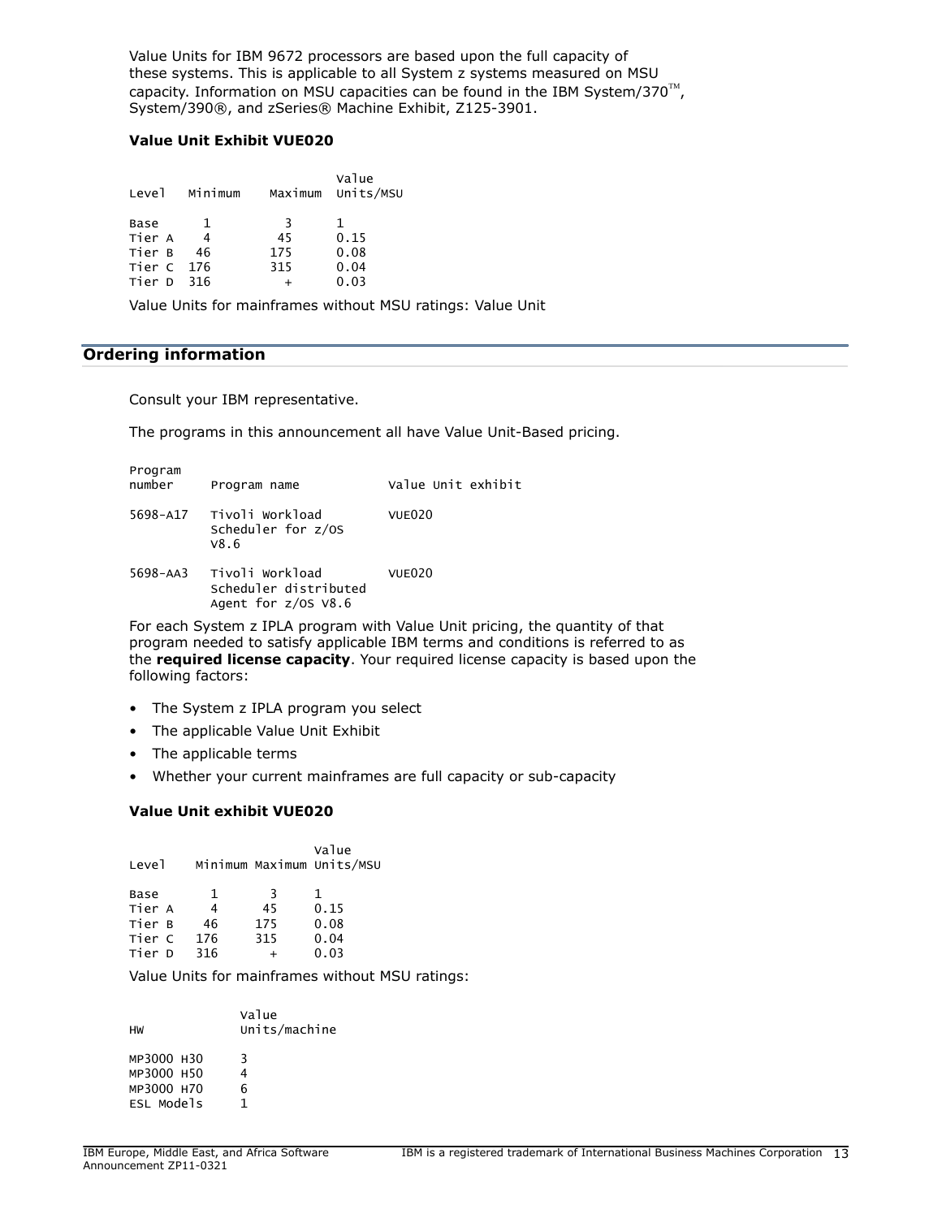Value Units for IBM 9672 processors are based upon the full capacity of these systems. This is applicable to all System z systems measured on MSU capacity. Information on MSU capacities can be found in the IBM System/370™, System/390®, and zSeries® Machine Exhibit, Z125-3901.

**Value Unit Exhibit VUE020**

| Level | Minimum | Maximum | Value Units/MSU |
|---|---|---|---|
| Base | 1 | 3 | 1 |
| Tier A | 4 | 45 | 0.15 |
| Tier B | 46 | 175 | 0.08 |
| Tier C | 176 | 315 | 0.04 |
| Tier D | 316 | + | 0.03 |

Value Units for mainframes without MSU ratings: Value Unit

## Ordering information

Consult your IBM representative.

The programs in this announcement all have Value Unit-Based pricing.

| Program number | Program name | Value Unit exhibit |
|---|---|---|
| 5698-A17 | Tivoli Workload Scheduler for z/OS V8.6 | VUE020 |
| 5698-AA3 | Tivoli Workload Scheduler distributed Agent for z/OS V8.6 | VUE020 |

For each System z IPLA program with Value Unit pricing, the quantity of that program needed to satisfy applicable IBM terms and conditions is referred to as the **required license capacity**. Your required license capacity is based upon the following factors:

- The System z IPLA program you select
- The applicable Value Unit Exhibit
- The applicable terms
- Whether your current mainframes are full capacity or sub-capacity

**Value Unit exhibit VUE020**

| Level | Minimum | Maximum | Value Units/MSU |
|---|---|---|---|
| Base | 1 | 3 | 1 |
| Tier A | 4 | 45 | 0.15 |
| Tier B | 46 | 175 | 0.08 |
| Tier C | 176 | 315 | 0.04 |
| Tier D | 316 | + | 0.03 |

Value Units for mainframes without MSU ratings:

| HW | Value Units/machine |
|---|---|
| MP3000 H30 | 3 |
| MP3000 H50 | 4 |
| MP3000 H70 | 6 |
| ESL Models | 1 |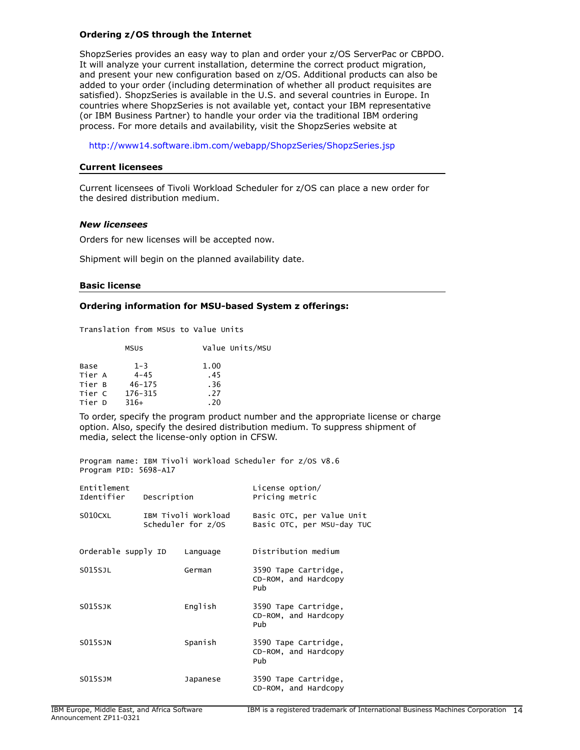### Ordering z/OS through the Internet

ShopzSeries provides an easy way to plan and order your z/OS ServerPac or CBPDO. It will analyze your current installation, determine the correct product migration, and present your new configuration based on z/OS. Additional products can also be added to your order (including determination of whether all product requisites are satisfied). ShopzSeries is available in the U.S. and several countries in Europe. In countries where ShopzSeries is not available yet, contact your IBM representative (or IBM Business Partner) to handle your order via the traditional IBM ordering process. For more details and availability, visit the ShopzSeries website at

http://www14.software.ibm.com/webapp/ShopzSeries/ShopzSeries.jsp

## Current licensees

Current licensees of Tivoli Workload Scheduler for z/OS can place a new order for the desired distribution medium.

### *New licensees*

Orders for new licenses will be accepted now.

Shipment will begin on the planned availability date.

## Basic license

### Ordering information for MSU-based System z offerings:

Translation from MSUs to Value Units

| | MSUs | Value Units/MSU |
|---|---|---|
| Base | 1-3 | 1.00 |
| Tier A | 4-45 | .45 |
| Tier B | 46-175 | .36 |
| Tier C | 176-315 | .27 |
| Tier D | 316+ | .20 |

To order, specify the program product number and the appropriate license or charge option. Also, specify the desired distribution medium. To suppress shipment of media, select the license-only option in CFSW.

Program name: IBM Tivoli Workload Scheduler for z/OS V8.6
Program PID: 5698-A17

| Entitlement Identifier | Description | License option/ Pricing metric |
|---|---|---|
| S010CXL | IBM Tivoli Workload Scheduler for z/OS | Basic OTC, per Value Unit<br>Basic OTC, per MSU-day TUC |

| Orderable supply ID | Language | Distribution medium |
|---|---|---|
| S015SJL | German | 3590 Tape Cartridge, CD-ROM, and Hardcopy Pub |
| S015SJK | English | 3590 Tape Cartridge, CD-ROM, and Hardcopy Pub |
| S015SJN | Spanish | 3590 Tape Cartridge, CD-ROM, and Hardcopy Pub |
| S015SJM | Japanese | 3590 Tape Cartridge, CD-ROM, and Hardcopy |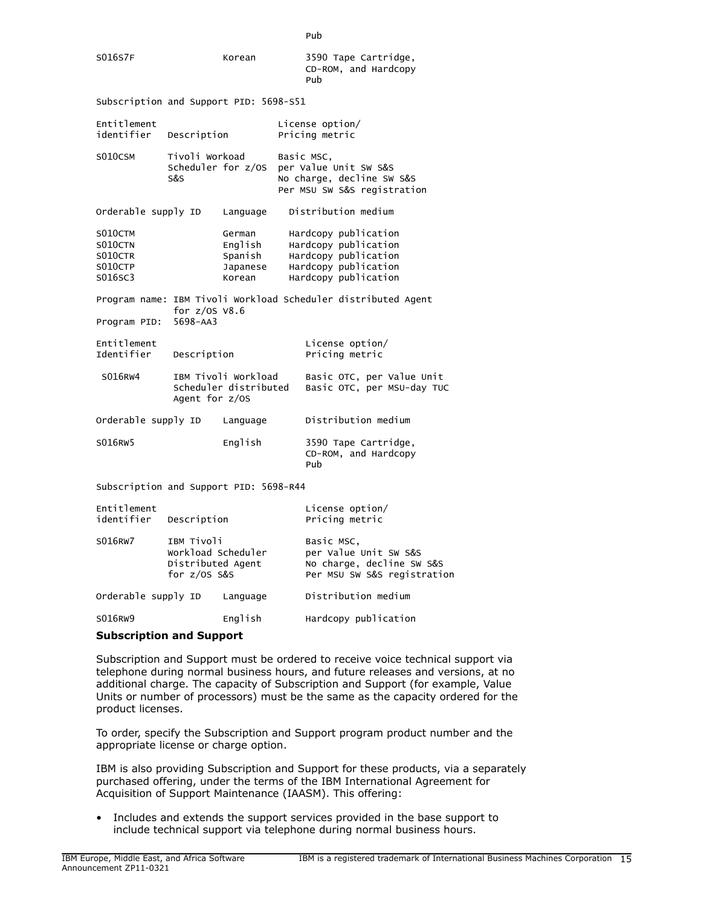| | | |
|---|---|---|
| | | Pub |
| S016S7F | Korean | 3590 Tape Cartridge, CD-ROM, and Hardcopy Pub |

Subscription and Support PID: 5698-S51

| Entitlement identifier | Description | License option/ Pricing metric |
|---|---|---|
| S010CSM | Tivoli Workoad Scheduler for z/OS S&S | Basic MSC, per Value Unit SW S&S No charge, decline SW S&S Per MSU SW S&S registration |

| Orderable supply ID | Language | Distribution medium |
|---|---|---|
| S010CTM | German | Hardcopy publication |
| S010CTN | English | Hardcopy publication |
| S010CTR | Spanish | Hardcopy publication |
| S010CTP | Japanese | Hardcopy publication |
| S016SC3 | Korean | Hardcopy publication |

Program name: IBM Tivoli Workload Scheduler distributed Agent for z/OS V8.6
Program PID: 5698-AA3

| Entitlement Identifier | Description | License option/ Pricing metric |
|---|---|---|
| S016RW4 | IBM Tivoli Workload Scheduler distributed Agent for z/OS | Basic OTC, per Value Unit Basic OTC, per MSU-day TUC |

| Orderable supply ID | Language | Distribution medium |
|---|---|---|
| S016RW5 | English | 3590 Tape Cartridge, CD-ROM, and Hardcopy Pub |

Subscription and Support PID: 5698-R44

| Entitlement identifier | Description | License option/ Pricing metric |
|---|---|---|
| S016RW7 | IBM Tivoli Workload Scheduler Distributed Agent for z/OS S&S | Basic MSC, per Value Unit SW S&S No charge, decline SW S&S Per MSU SW S&S registration |

| Orderable supply ID | Language | Distribution medium |
|---|---|---|
| S016RW9 | English | Hardcopy publication |

**Subscription and Support**

Subscription and Support must be ordered to receive voice technical support via telephone during normal business hours, and future releases and versions, at no additional charge. The capacity of Subscription and Support (for example, Value Units or number of processors) must be the same as the capacity ordered for the product licenses.

To order, specify the Subscription and Support program product number and the appropriate license or charge option.

IBM is also providing Subscription and Support for these products, via a separately purchased offering, under the terms of the IBM International Agreement for Acquisition of Support Maintenance (IAASM). This offering:

- Includes and extends the support services provided in the base support to include technical support via telephone during normal business hours.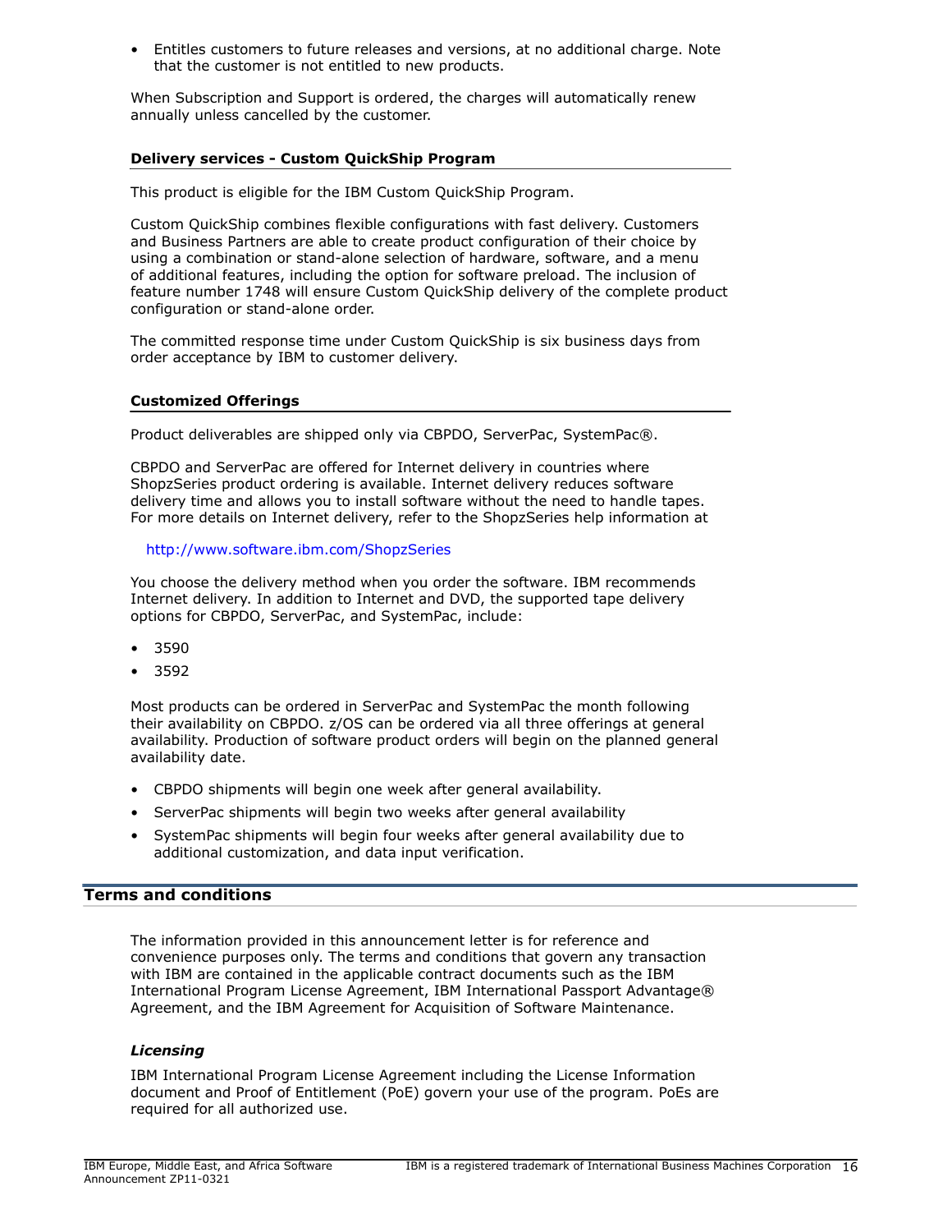- Entitles customers to future releases and versions, at no additional charge. Note that the customer is not entitled to new products.

When Subscription and Support is ordered, the charges will automatically renew annually unless cancelled by the customer.

### Delivery services - Custom QuickShip Program

This product is eligible for the IBM Custom QuickShip Program.

Custom QuickShip combines flexible configurations with fast delivery. Customers and Business Partners are able to create product configuration of their choice by using a combination or stand-alone selection of hardware, software, and a menu of additional features, including the option for software preload. The inclusion of feature number 1748 will ensure Custom QuickShip delivery of the complete product configuration or stand-alone order.

The committed response time under Custom QuickShip is six business days from order acceptance by IBM to customer delivery.

### Customized Offerings

Product deliverables are shipped only via CBPDO, ServerPac, SystemPac®.

CBPDO and ServerPac are offered for Internet delivery in countries where ShopzSeries product ordering is available. Internet delivery reduces software delivery time and allows you to install software without the need to handle tapes. For more details on Internet delivery, refer to the ShopzSeries help information at

http://www.software.ibm.com/ShopzSeries

You choose the delivery method when you order the software. IBM recommends Internet delivery. In addition to Internet and DVD, the supported tape delivery options for CBPDO, ServerPac, and SystemPac, include:

- 3590
- 3592

Most products can be ordered in ServerPac and SystemPac the month following their availability on CBPDO. z/OS can be ordered via all three offerings at general availability. Production of software product orders will begin on the planned general availability date.

- CBPDO shipments will begin one week after general availability.
- ServerPac shipments will begin two weeks after general availability
- SystemPac shipments will begin four weeks after general availability due to additional customization, and data input verification.

## Terms and conditions

The information provided in this announcement letter is for reference and convenience purposes only. The terms and conditions that govern any transaction with IBM are contained in the applicable contract documents such as the IBM International Program License Agreement, IBM International Passport Advantage® Agreement, and the IBM Agreement for Acquisition of Software Maintenance.

### *Licensing*

IBM International Program License Agreement including the License Information document and Proof of Entitlement (PoE) govern your use of the program. PoEs are required for all authorized use.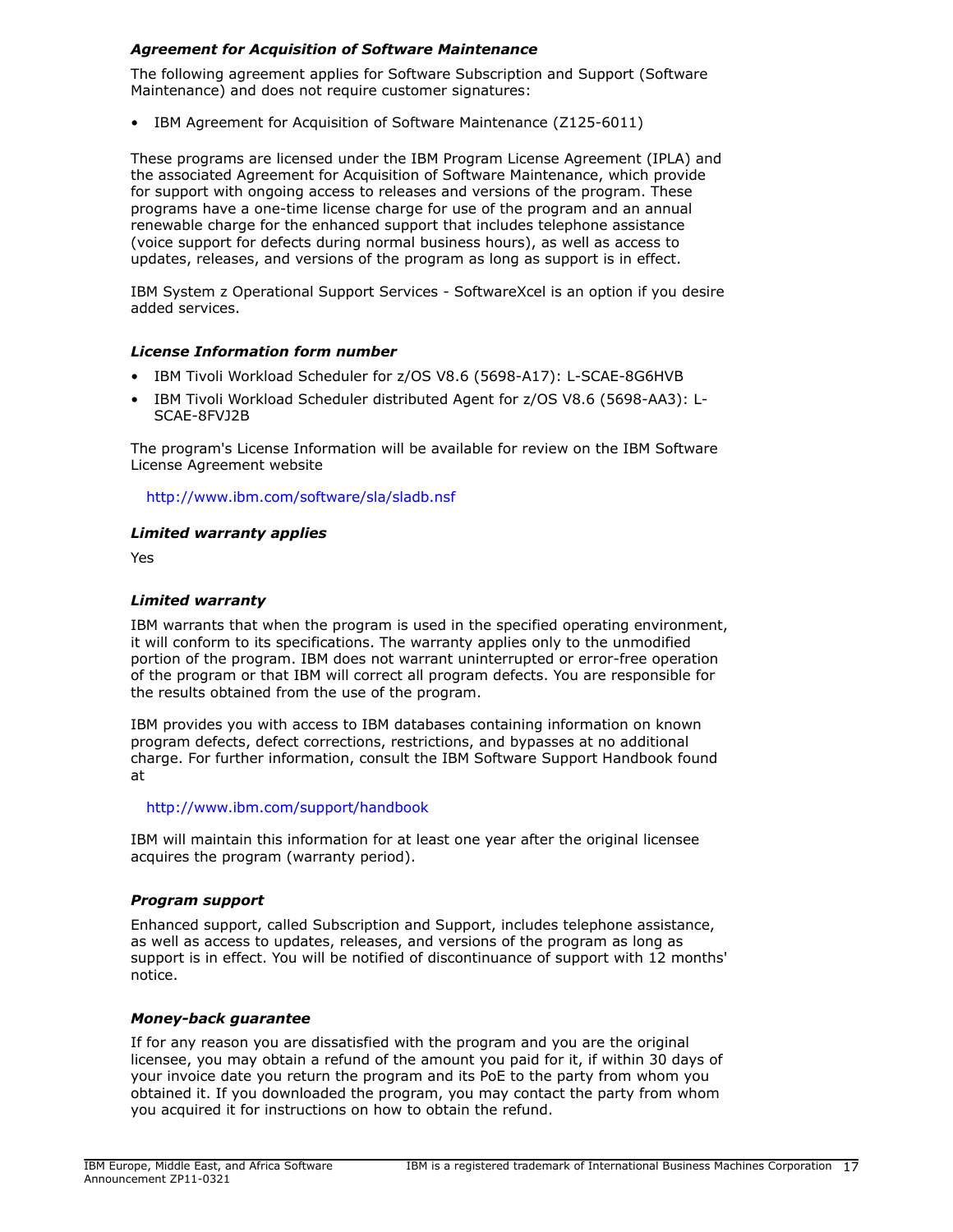### *Agreement for Acquisition of Software Maintenance*

The following agreement applies for Software Subscription and Support (Software Maintenance) and does not require customer signatures:

- IBM Agreement for Acquisition of Software Maintenance (Z125-6011)

These programs are licensed under the IBM Program License Agreement (IPLA) and the associated Agreement for Acquisition of Software Maintenance, which provide for support with ongoing access to releases and versions of the program. These programs have a one-time license charge for use of the program and an annual renewable charge for the enhanced support that includes telephone assistance (voice support for defects during normal business hours), as well as access to updates, releases, and versions of the program as long as support is in effect.

IBM System z Operational Support Services - SoftwareXcel is an option if you desire added services.

### *License Information form number*

- IBM Tivoli Workload Scheduler for z/OS V8.6 (5698-A17): L-SCAE-8G6HVB
- IBM Tivoli Workload Scheduler distributed Agent for z/OS V8.6 (5698-AA3): L-SCAE-8FVJ2B

The program's License Information will be available for review on the IBM Software License Agreement website

http://www.ibm.com/software/sla/sladb.nsf

### *Limited warranty applies*

Yes

### *Limited warranty*

IBM warrants that when the program is used in the specified operating environment, it will conform to its specifications. The warranty applies only to the unmodified portion of the program. IBM does not warrant uninterrupted or error-free operation of the program or that IBM will correct all program defects. You are responsible for the results obtained from the use of the program.

IBM provides you with access to IBM databases containing information on known program defects, defect corrections, restrictions, and bypasses at no additional charge. For further information, consult the IBM Software Support Handbook found at

http://www.ibm.com/support/handbook

IBM will maintain this information for at least one year after the original licensee acquires the program (warranty period).

### *Program support*

Enhanced support, called Subscription and Support, includes telephone assistance, as well as access to updates, releases, and versions of the program as long as support is in effect. You will be notified of discontinuance of support with 12 months' notice.

### *Money-back guarantee*

If for any reason you are dissatisfied with the program and you are the original licensee, you may obtain a refund of the amount you paid for it, if within 30 days of your invoice date you return the program and its PoE to the party from whom you obtained it. If you downloaded the program, you may contact the party from whom you acquired it for instructions on how to obtain the refund.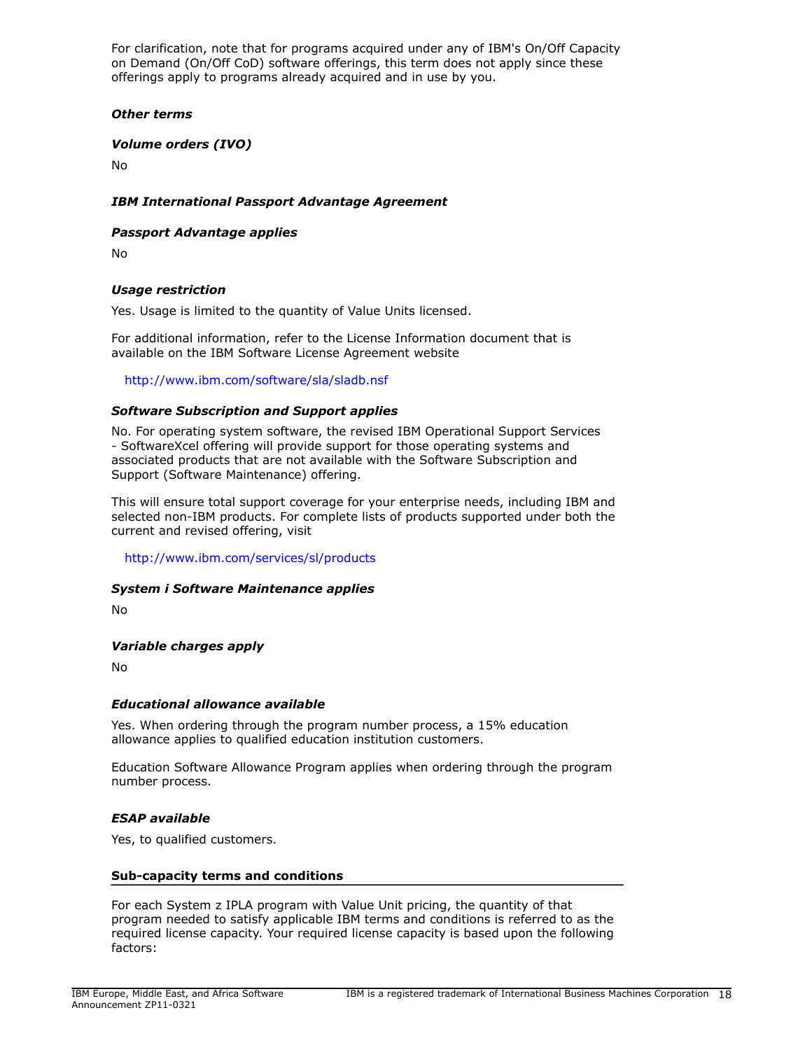For clarification, note that for programs acquired under any of IBM's On/Off Capacity on Demand (On/Off CoD) software offerings, this term does not apply since these offerings apply to programs already acquired and in use by you.

***Other terms***

***Volume orders (IVO)***

No

***IBM International Passport Advantage Agreement***

***Passport Advantage applies***

No

***Usage restriction***

Yes. Usage is limited to the quantity of Value Units licensed.

For additional information, refer to the License Information document that is available on the IBM Software License Agreement website

http://www.ibm.com/software/sla/sladb.nsf

***Software Subscription and Support applies***

No. For operating system software, the revised IBM Operational Support Services - SoftwareXcel offering will provide support for those operating systems and associated products that are not available with the Software Subscription and Support (Software Maintenance) offering.

This will ensure total support coverage for your enterprise needs, including IBM and selected non-IBM products. For complete lists of products supported under both the current and revised offering, visit

http://www.ibm.com/services/sl/products

***System i Software Maintenance applies***

No

***Variable charges apply***

No

***Educational allowance available***

Yes. When ordering through the program number process, a 15% education allowance applies to qualified education institution customers.

Education Software Allowance Program applies when ordering through the program number process.

***ESAP available***

Yes, to qualified customers.

**Sub-capacity terms and conditions**

For each System z IPLA program with Value Unit pricing, the quantity of that program needed to satisfy applicable IBM terms and conditions is referred to as the required license capacity. Your required license capacity is based upon the following factors: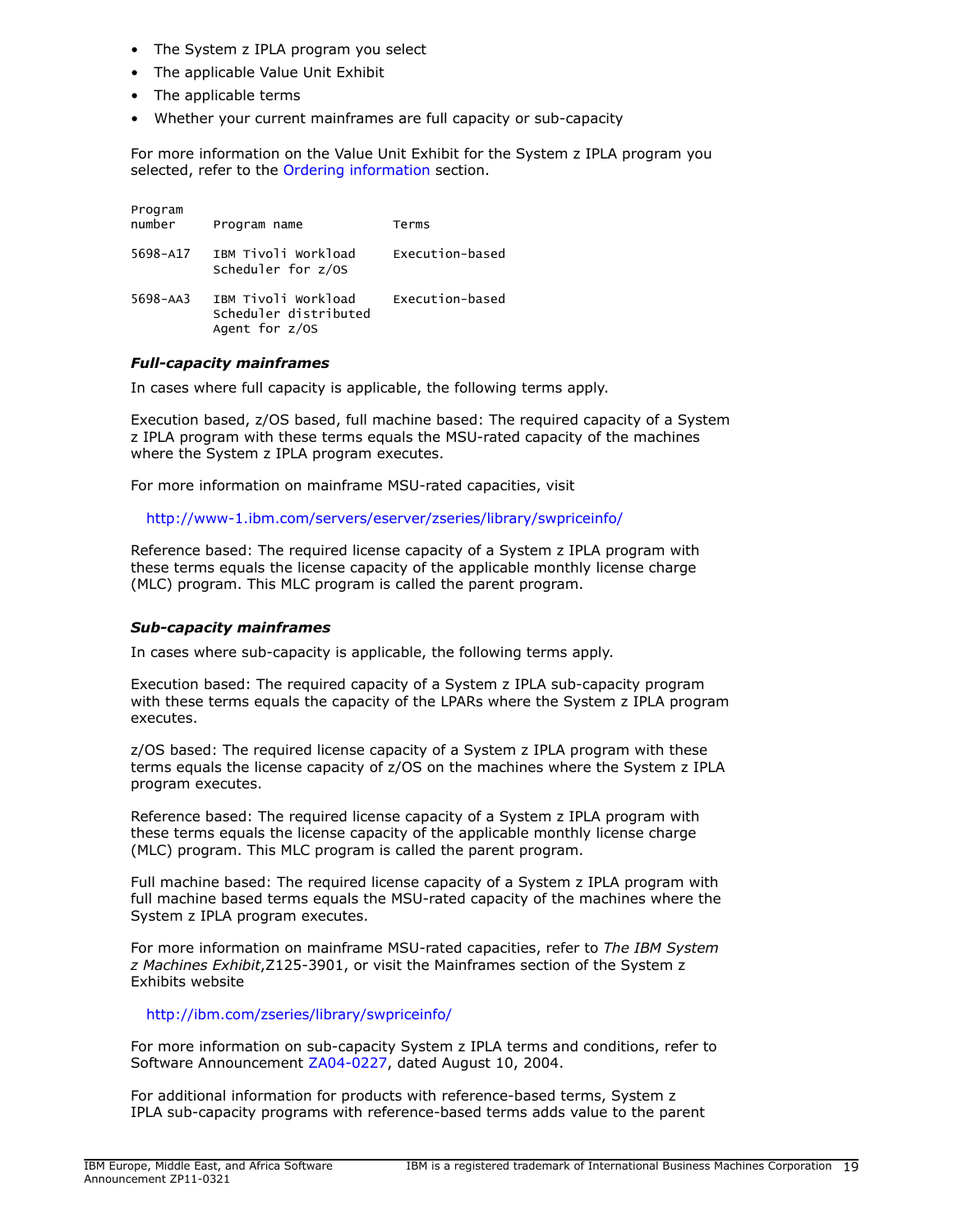- The System z IPLA program you select
- The applicable Value Unit Exhibit
- The applicable terms
- Whether your current mainframes are full capacity or sub-capacity

For more information on the Value Unit Exhibit for the System z IPLA program you selected, refer to the Ordering information section.

| Program number | Program name | Terms |
|---|---|---|
| 5698-A17 | IBM Tivoli Workload Scheduler for z/OS | Execution-based |
| 5698-AA3 | IBM Tivoli Workload Scheduler distributed Agent for z/OS | Execution-based |

***Full-capacity mainframes***

In cases where full capacity is applicable, the following terms apply.

Execution based, z/OS based, full machine based: The required capacity of a System z IPLA program with these terms equals the MSU-rated capacity of the machines where the System z IPLA program executes.

For more information on mainframe MSU-rated capacities, visit

http://www-1.ibm.com/servers/eserver/zseries/library/swpriceinfo/

Reference based: The required license capacity of a System z IPLA program with these terms equals the license capacity of the applicable monthly license charge (MLC) program. This MLC program is called the parent program.

***Sub-capacity mainframes***

In cases where sub-capacity is applicable, the following terms apply.

Execution based: The required capacity of a System z IPLA sub-capacity program with these terms equals the capacity of the LPARs where the System z IPLA program executes.

z/OS based: The required license capacity of a System z IPLA program with these terms equals the license capacity of z/OS on the machines where the System z IPLA program executes.

Reference based: The required license capacity of a System z IPLA program with these terms equals the license capacity of the applicable monthly license charge (MLC) program. This MLC program is called the parent program.

Full machine based: The required license capacity of a System z IPLA program with full machine based terms equals the MSU-rated capacity of the machines where the System z IPLA program executes.

For more information on mainframe MSU-rated capacities, refer to *The IBM System z Machines Exhibit*,Z125-3901, or visit the Mainframes section of the System z Exhibits website

http://ibm.com/zseries/library/swpriceinfo/

For more information on sub-capacity System z IPLA terms and conditions, refer to Software Announcement ZA04-0227, dated August 10, 2004.

For additional information for products with reference-based terms, System z IPLA sub-capacity programs with reference-based terms adds value to the parent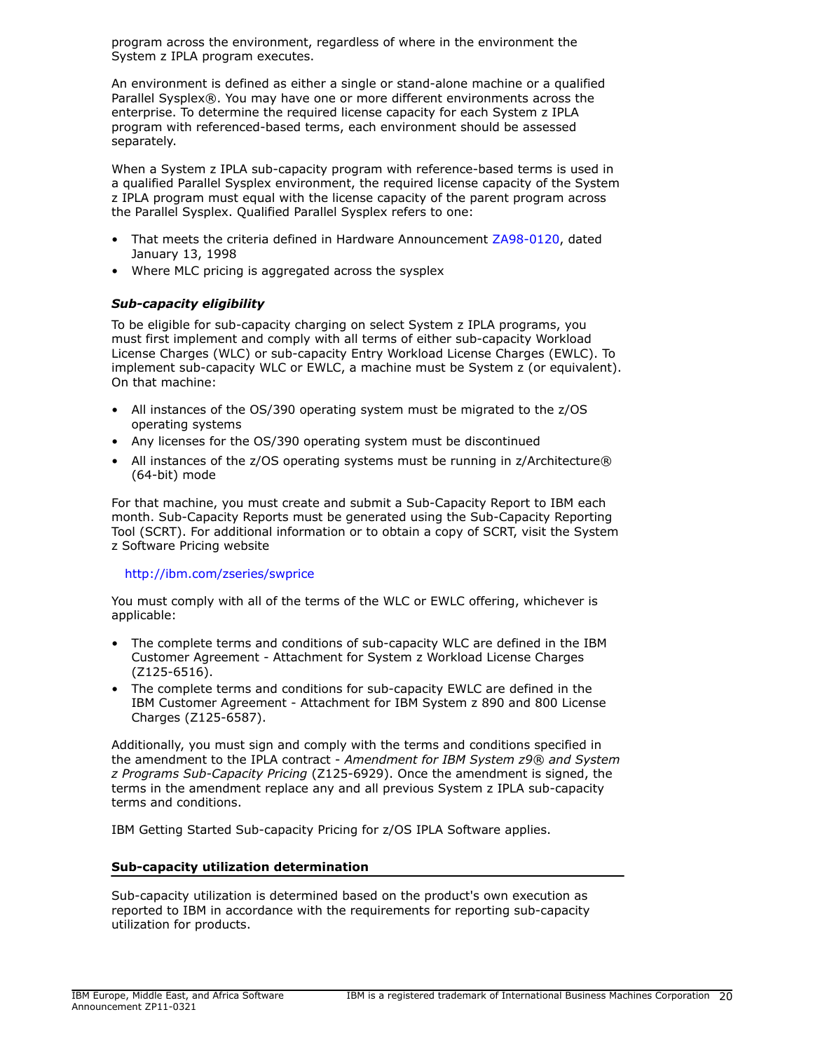program across the environment, regardless of where in the environment the System z IPLA program executes.

An environment is defined as either a single or stand-alone machine or a qualified Parallel Sysplex®. You may have one or more different environments across the enterprise. To determine the required license capacity for each System z IPLA program with referenced-based terms, each environment should be assessed separately.

When a System z IPLA sub-capacity program with reference-based terms is used in a qualified Parallel Sysplex environment, the required license capacity of the System z IPLA program must equal with the license capacity of the parent program across the Parallel Sysplex. Qualified Parallel Sysplex refers to one:

- That meets the criteria defined in Hardware Announcement ZA98-0120, dated January 13, 1998
- Where MLC pricing is aggregated across the sysplex

***Sub-capacity eligibility***

To be eligible for sub-capacity charging on select System z IPLA programs, you must first implement and comply with all terms of either sub-capacity Workload License Charges (WLC) or sub-capacity Entry Workload License Charges (EWLC). To implement sub-capacity WLC or EWLC, a machine must be System z (or equivalent). On that machine:

- All instances of the OS/390 operating system must be migrated to the z/OS operating systems
- Any licenses for the OS/390 operating system must be discontinued
- All instances of the z/OS operating systems must be running in z/Architecture® (64-bit) mode

For that machine, you must create and submit a Sub-Capacity Report to IBM each month. Sub-Capacity Reports must be generated using the Sub-Capacity Reporting Tool (SCRT). For additional information or to obtain a copy of SCRT, visit the System z Software Pricing website

http://ibm.com/zseries/swprice

You must comply with all of the terms of the WLC or EWLC offering, whichever is applicable:

- The complete terms and conditions of sub-capacity WLC are defined in the IBM Customer Agreement - Attachment for System z Workload License Charges (Z125-6516).
- The complete terms and conditions for sub-capacity EWLC are defined in the IBM Customer Agreement - Attachment for IBM System z 890 and 800 License Charges (Z125-6587).

Additionally, you must sign and comply with the terms and conditions specified in the amendment to the IPLA contract - *Amendment for IBM System z9® and System z Programs Sub-Capacity Pricing* (Z125-6929). Once the amendment is signed, the terms in the amendment replace any and all previous System z IPLA sub-capacity terms and conditions.

IBM Getting Started Sub-capacity Pricing for z/OS IPLA Software applies.

## Sub-capacity utilization determination

Sub-capacity utilization is determined based on the product's own execution as reported to IBM in accordance with the requirements for reporting sub-capacity utilization for products.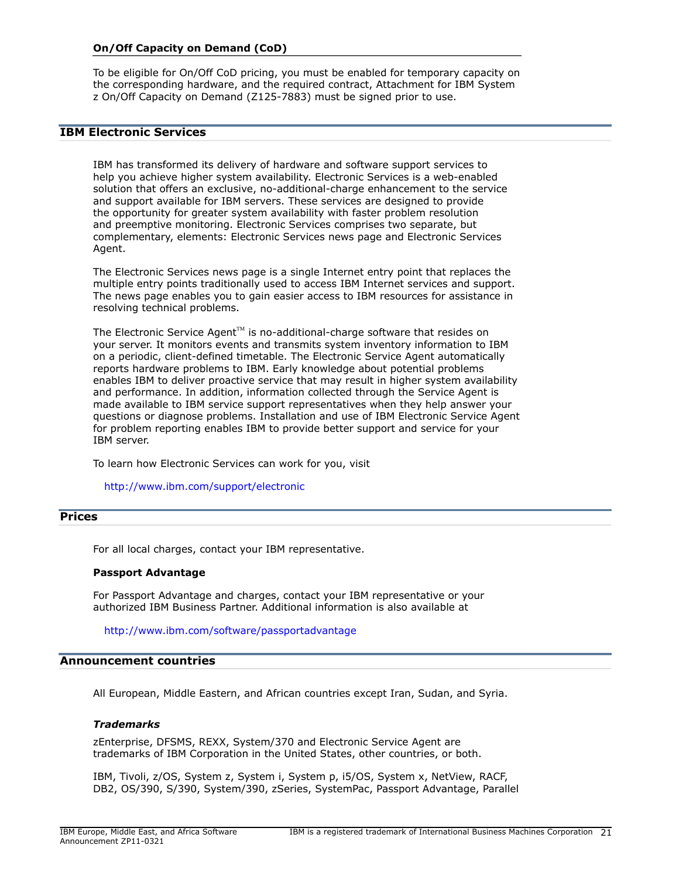### On/Off Capacity on Demand (CoD)

To be eligible for On/Off CoD pricing, you must be enabled for temporary capacity on the corresponding hardware, and the required contract, Attachment for IBM System z On/Off Capacity on Demand (Z125-7883) must be signed prior to use.

## IBM Electronic Services

IBM has transformed its delivery of hardware and software support services to help you achieve higher system availability. Electronic Services is a web-enabled solution that offers an exclusive, no-additional-charge enhancement to the service and support available for IBM servers. These services are designed to provide the opportunity for greater system availability with faster problem resolution and preemptive monitoring. Electronic Services comprises two separate, but complementary, elements: Electronic Services news page and Electronic Services Agent.

The Electronic Services news page is a single Internet entry point that replaces the multiple entry points traditionally used to access IBM Internet services and support. The news page enables you to gain easier access to IBM resources for assistance in resolving technical problems.

The Electronic Service Agent™ is no-additional-charge software that resides on your server. It monitors events and transmits system inventory information to IBM on a periodic, client-defined timetable. The Electronic Service Agent automatically reports hardware problems to IBM. Early knowledge about potential problems enables IBM to deliver proactive service that may result in higher system availability and performance. In addition, information collected through the Service Agent is made available to IBM service support representatives when they help answer your questions or diagnose problems. Installation and use of IBM Electronic Service Agent for problem reporting enables IBM to provide better support and service for your IBM server.

To learn how Electronic Services can work for you, visit

http://www.ibm.com/support/electronic

## Prices

For all local charges, contact your IBM representative.

### Passport Advantage

For Passport Advantage and charges, contact your IBM representative or your authorized IBM Business Partner. Additional information is also available at

http://www.ibm.com/software/passportadvantage

## Announcement countries

All European, Middle Eastern, and African countries except Iran, Sudan, and Syria.

***Trademarks***

zEnterprise, DFSMS, REXX, System/370 and Electronic Service Agent are trademarks of IBM Corporation in the United States, other countries, or both.

IBM, Tivoli, z/OS, System z, System i, System p, i5/OS, System x, NetView, RACF, DB2, OS/390, S/390, System/390, zSeries, SystemPac, Passport Advantage, Parallel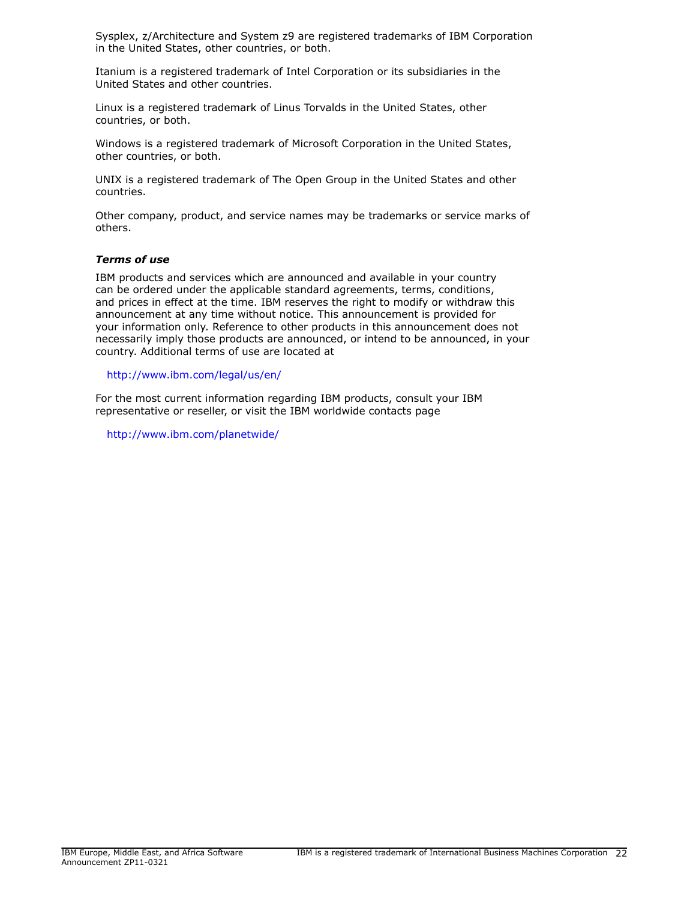Sysplex, z/Architecture and System z9 are registered trademarks of IBM Corporation in the United States, other countries, or both.

Itanium is a registered trademark of Intel Corporation or its subsidiaries in the United States and other countries.

Linux is a registered trademark of Linus Torvalds in the United States, other countries, or both.

Windows is a registered trademark of Microsoft Corporation in the United States, other countries, or both.

UNIX is a registered trademark of The Open Group in the United States and other countries.

Other company, product, and service names may be trademarks or service marks of others.

***Terms of use***

IBM products and services which are announced and available in your country can be ordered under the applicable standard agreements, terms, conditions, and prices in effect at the time. IBM reserves the right to modify or withdraw this announcement at any time without notice. This announcement is provided for your information only. Reference to other products in this announcement does not necessarily imply those products are announced, or intend to be announced, in your country. Additional terms of use are located at

http://www.ibm.com/legal/us/en/

For the most current information regarding IBM products, consult your IBM representative or reseller, or visit the IBM worldwide contacts page

http://www.ibm.com/planetwide/